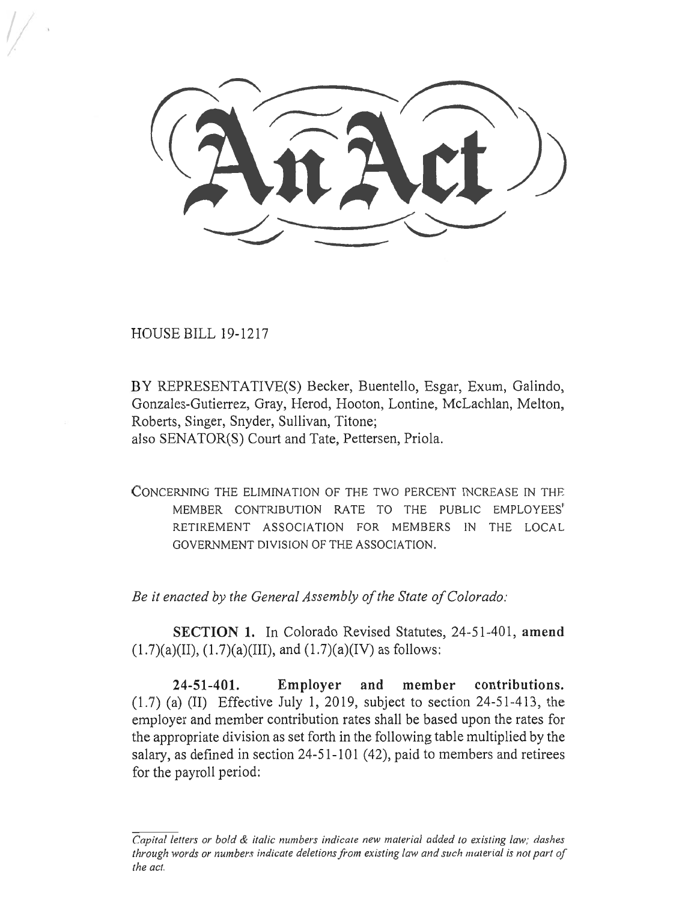# An Act

HOUSE BILL 19-1217

BY REPRESENTATIVE(S) Becker, Buentello, Esgar, Exum, Galindo, Gonzales-Gutierrez, Gray, Herod, Hooton, Lontine, McLachlan, Melton, Roberts, Singer, Snyder, Sullivan, Titone;
also SENATOR(S) Court and Tate, Pettersen, Priola.

CONCERNING THE ELIMINATION OF THE TWO PERCENT INCREASE IN THE MEMBER CONTRIBUTION RATE TO THE PUBLIC EMPLOYEES' RETIREMENT ASSOCIATION FOR MEMBERS IN THE LOCAL GOVERNMENT DIVISION OF THE ASSOCIATION.

*Be it enacted by the General Assembly of the State of Colorado:*

**SECTION 1.** In Colorado Revised Statutes, 24-51-401, **amend** (1.7)(a)(II), (1.7)(a)(III), and (1.7)(a)(IV) as follows:

**24-51-401. Employer and member contributions.** (1.7) (a) (II) Effective July 1, 2019, subject to section 24-51-413, the employer and member contribution rates shall be based upon the rates for the appropriate division as set forth in the following table multiplied by the salary, as defined in section 24-51-101 (42), paid to members and retirees for the payroll period:

*Capital letters or bold & italic numbers indicate new material added to existing law; dashes through words or numbers indicate deletions from existing law and such material is not part of the act.*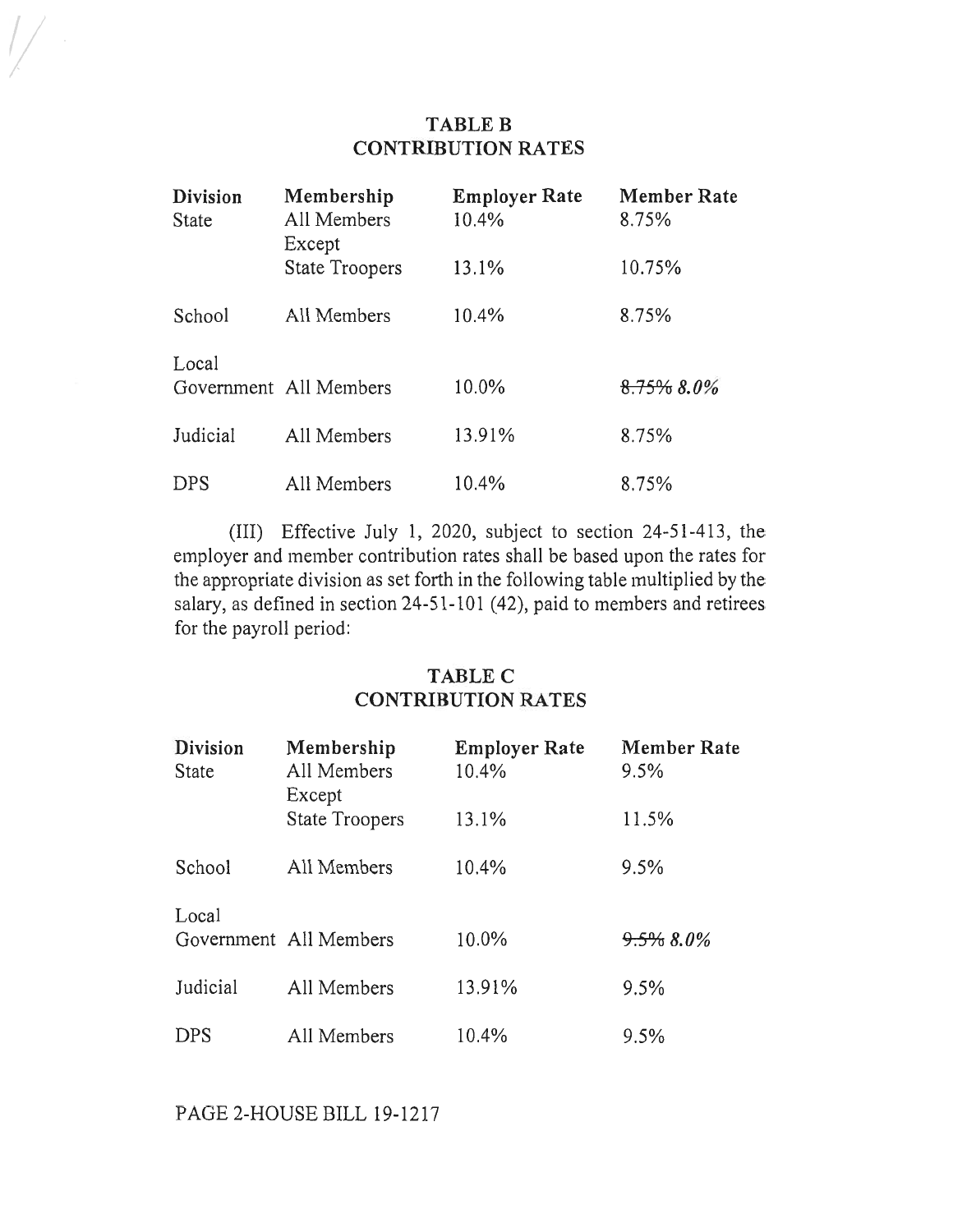**TABLE B**
**CONTRIBUTION RATES**

| Division | Membership | Employer Rate | Member Rate |
|---|---|---|---|
| State | All Members Except | 10.4% | 8.75% |
| | State Troopers | 13.1% | 10.75% |
| School | All Members | 10.4% | 8.75% |
| Local Government | All Members | 10.0% | ~~8.75%~~ *8.0%* |
| Judicial | All Members | 13.91% | 8.75% |
| DPS | All Members | 10.4% | 8.75% |

(III) Effective July 1, 2020, subject to section 24-51-413, the employer and member contribution rates shall be based upon the rates for the appropriate division as set forth in the following table multiplied by the salary, as defined in section 24-51-101 (42), paid to members and retirees for the payroll period:

**TABLE C**
**CONTRIBUTION RATES**

| Division | Membership | Employer Rate | Member Rate |
|---|---|---|---|
| State | All Members Except | 10.4% | 9.5% |
| | State Troopers | 13.1% | 11.5% |
| School | All Members | 10.4% | 9.5% |
| Local Government | All Members | 10.0% | ~~9.5%~~ *8.0%* |
| Judicial | All Members | 13.91% | 9.5% |
| DPS | All Members | 10.4% | 9.5% |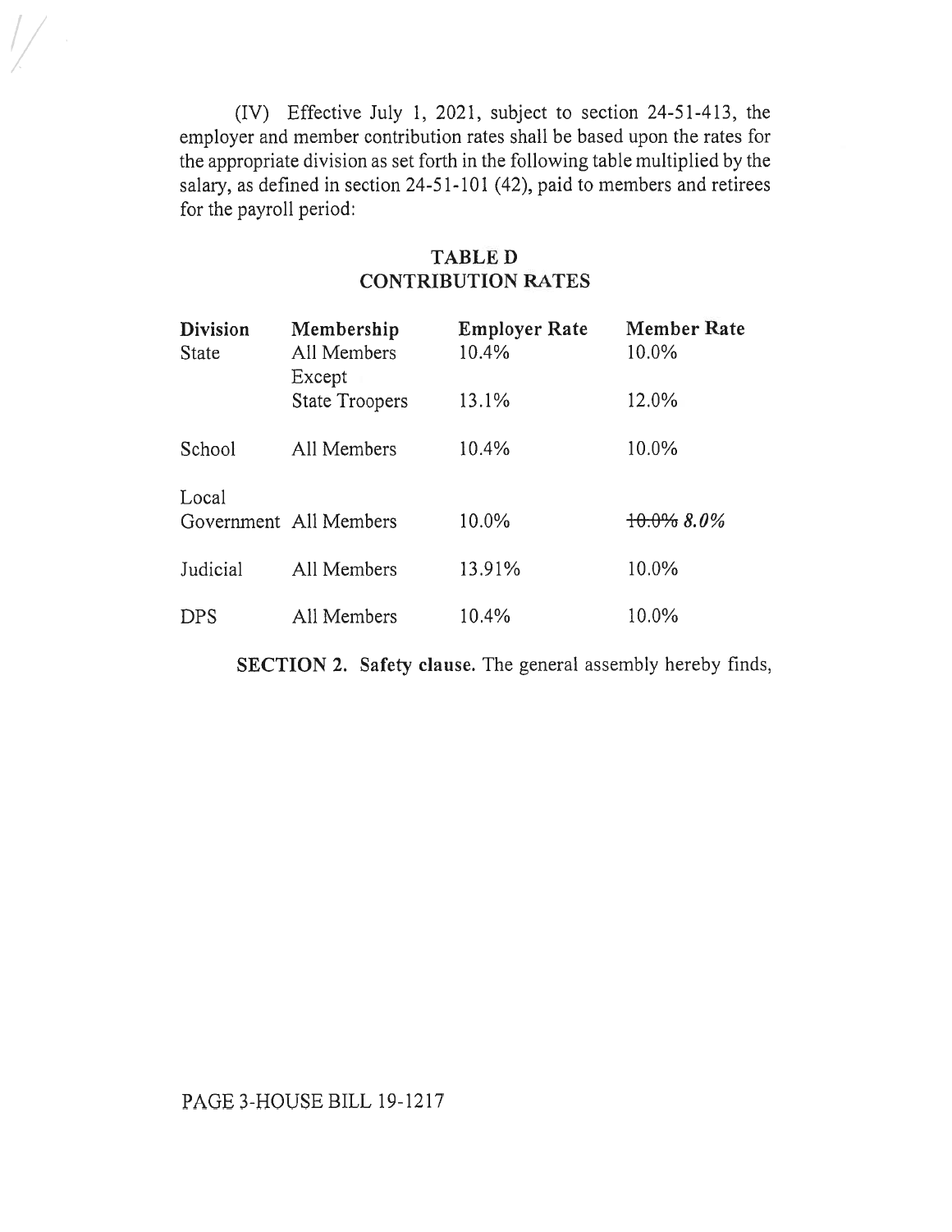(IV) Effective July 1, 2021, subject to section 24-51-413, the employer and member contribution rates shall be based upon the rates for the appropriate division as set forth in the following table multiplied by the salary, as defined in section 24-51-101 (42), paid to members and retirees for the payroll period:

**TABLE D**
**CONTRIBUTION RATES**

| Division | Membership | Employer Rate | Member Rate |
|---|---|---|---|
| State | All Members Except | 10.4% | 10.0% |
| | State Troopers | 13.1% | 12.0% |
| School | All Members | 10.4% | 10.0% |
| Local Government | All Members | 10.0% | ~~10.0%~~ *8.0%* |
| Judicial | All Members | 13.91% | 10.0% |
| DPS | All Members | 10.4% | 10.0% |

**SECTION 2. Safety clause.** The general assembly hereby finds,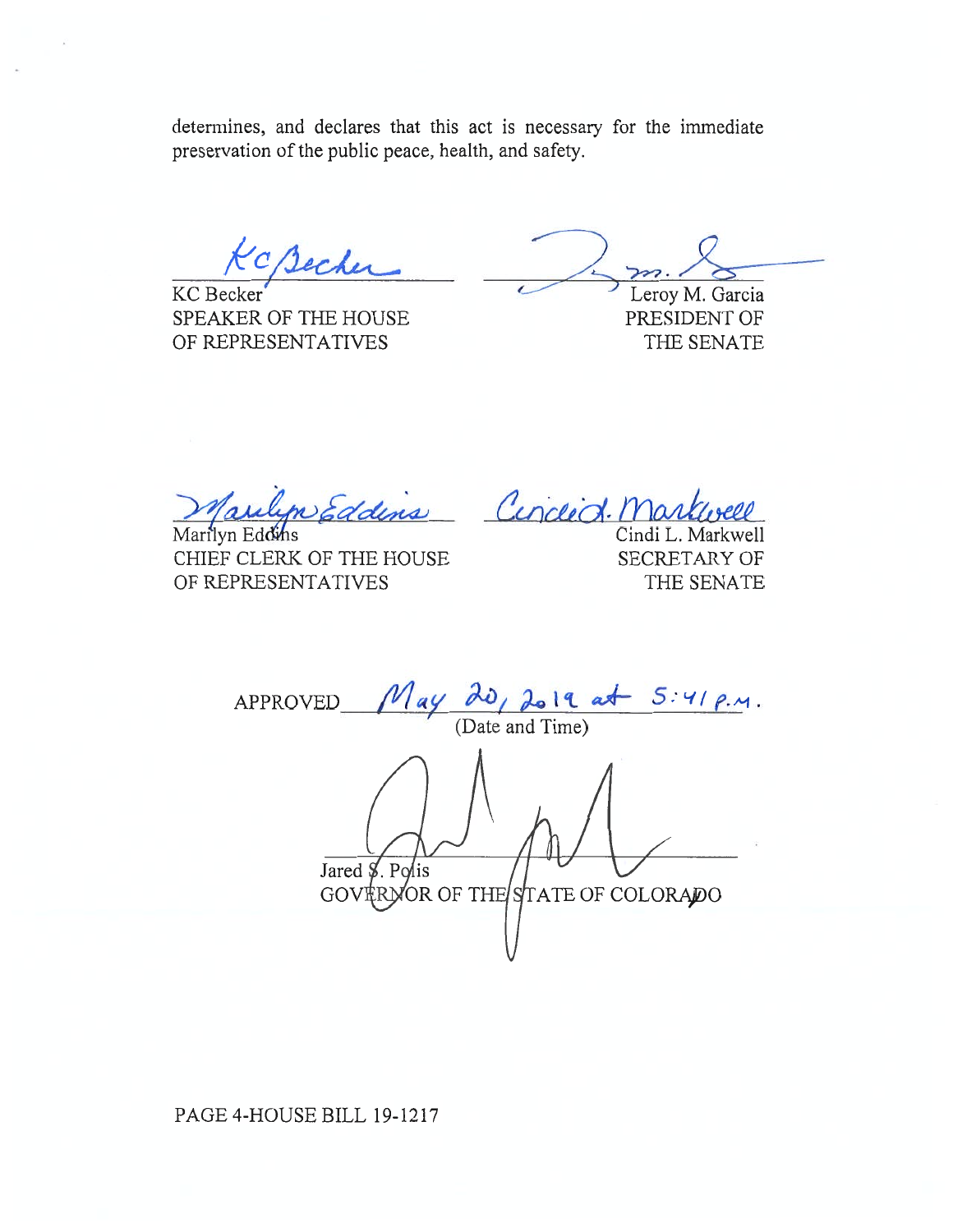determines, and declares that this act is necessary for the immediate preservation of the public peace, health, and safety.

KC Becker
SPEAKER OF THE HOUSE
OF REPRESENTATIVES

Leroy M. Garcia
PRESIDENT OF
THE SENATE

Marilyn Eddins
CHIEF CLERK OF THE HOUSE
OF REPRESENTATIVES

Cindi L. Markwell
SECRETARY OF
THE SENATE

APPROVED May 20, 2019 at 5:41 p.m.
(Date and Time)

Jared S. Polis
GOVERNOR OF THE STATE OF COLORADO

PAGE 4-HOUSE BILL 19-1217